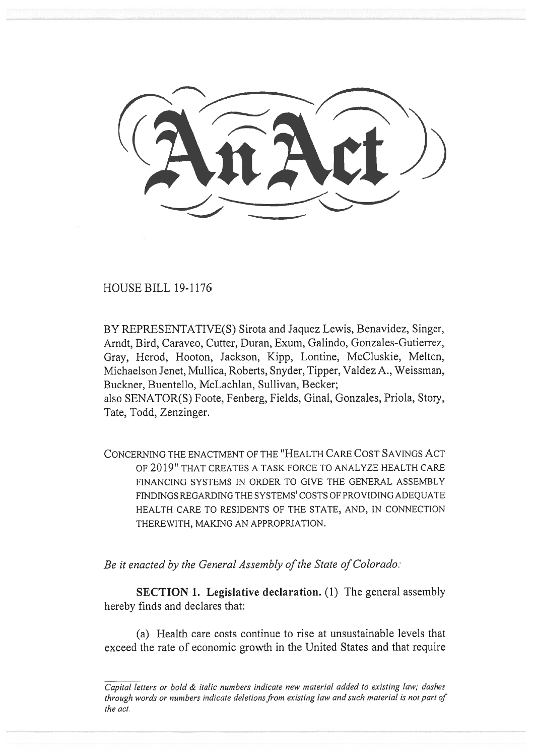# An Act

HOUSE BILL 19-1176

BY REPRESENTATIVE(S) Sirota and Jaquez Lewis, Benavidez, Singer, Arndt, Bird, Caraveo, Cutter, Duran, Exum, Galindo, Gonzales-Gutierrez, Gray, Herod, Hooton, Jackson, Kipp, Lontine, McCluskie, Melton, Michaelson Jenet, Mullica, Roberts, Snyder, Tipper, Valdez A., Weissman, Buckner, Buentello, McLachlan, Sullivan, Becker;
also SENATOR(S) Foote, Fenberg, Fields, Ginal, Gonzales, Priola, Story, Tate, Todd, Zenzinger.

CONCERNING THE ENACTMENT OF THE "HEALTH CARE COST SAVINGS ACT OF 2019" THAT CREATES A TASK FORCE TO ANALYZE HEALTH CARE FINANCING SYSTEMS IN ORDER TO GIVE THE GENERAL ASSEMBLY FINDINGS REGARDING THE SYSTEMS' COSTS OF PROVIDING ADEQUATE HEALTH CARE TO RESIDENTS OF THE STATE, AND, IN CONNECTION THEREWITH, MAKING AN APPROPRIATION.

*Be it enacted by the General Assembly of the State of Colorado:*

**SECTION 1. Legislative declaration.** (1) The general assembly hereby finds and declares that:

(a) Health care costs continue to rise at unsustainable levels that exceed the rate of economic growth in the United States and that require

*Capital letters or bold & italic numbers indicate new material added to existing law; dashes through words or numbers indicate deletions from existing law and such material is not part of the act.*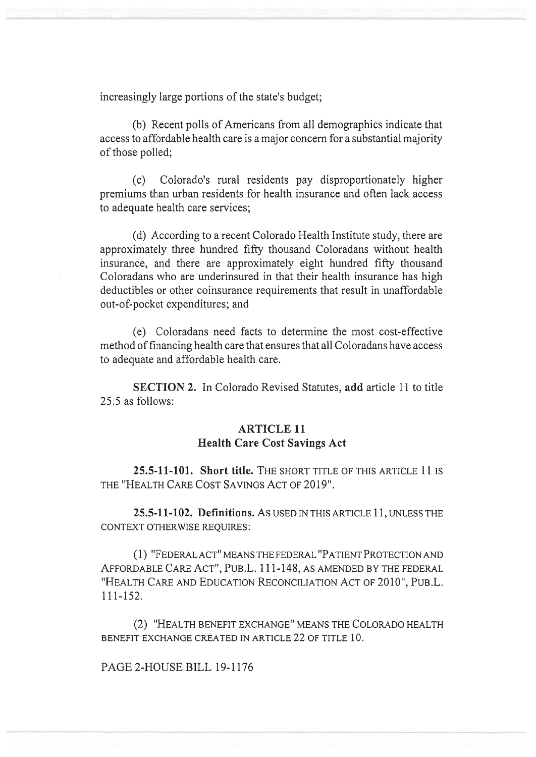increasingly large portions of the state's budget;

(b) Recent polls of Americans from all demographics indicate that access to affordable health care is a major concern for a substantial majority of those polled;

(c) Colorado's rural residents pay disproportionately higher premiums than urban residents for health insurance and often lack access to adequate health care services;

(d) According to a recent Colorado Health Institute study, there are approximately three hundred fifty thousand Coloradans without health insurance, and there are approximately eight hundred fifty thousand Coloradans who are underinsured in that their health insurance has high deductibles or other coinsurance requirements that result in unaffordable out-of-pocket expenditures; and

(e) Coloradans need facts to determine the most cost-effective method of financing health care that ensures that all Coloradans have access to adequate and affordable health care.

**SECTION 2.** In Colorado Revised Statutes, **add** article 11 to title 25.5 as follows:

## ARTICLE 11
## Health Care Cost Savings Act

**25.5-11-101. Short title.** THE SHORT TITLE OF THIS ARTICLE 11 IS THE "HEALTH CARE COST SAVINGS ACT OF 2019".

**25.5-11-102. Definitions.** AS USED IN THIS ARTICLE 11, UNLESS THE CONTEXT OTHERWISE REQUIRES:

(1) "FEDERAL ACT" MEANS THE FEDERAL "PATIENT PROTECTION AND AFFORDABLE CARE ACT", PUB.L. 111-148, AS AMENDED BY THE FEDERAL "HEALTH CARE AND EDUCATION RECONCILIATION ACT OF 2010", PUB.L. 111-152.

(2) "HEALTH BENEFIT EXCHANGE" MEANS THE COLORADO HEALTH BENEFIT EXCHANGE CREATED IN ARTICLE 22 OF TITLE 10.

PAGE 2-HOUSE BILL 19-1176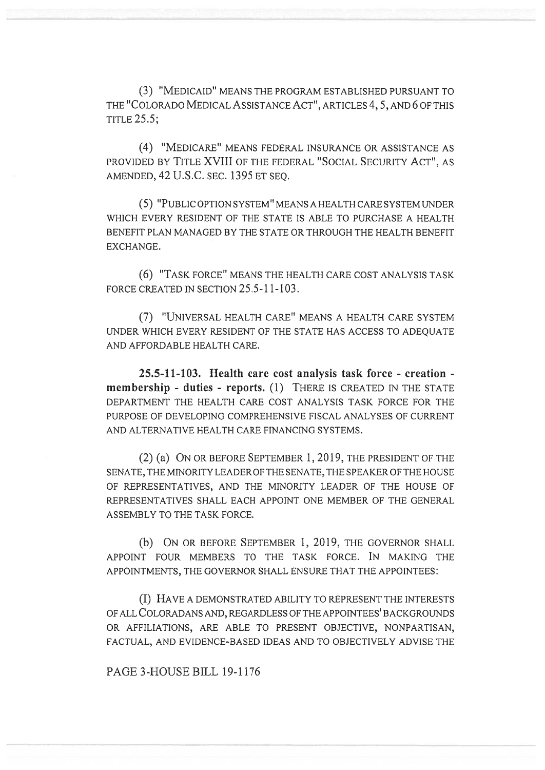(3) "MEDICAID" MEANS THE PROGRAM ESTABLISHED PURSUANT TO THE "COLORADO MEDICAL ASSISTANCE ACT", ARTICLES 4, 5, AND 6 OF THIS TITLE 25.5;

(4) "MEDICARE" MEANS FEDERAL INSURANCE OR ASSISTANCE AS PROVIDED BY TITLE XVIII OF THE FEDERAL "SOCIAL SECURITY ACT", AS AMENDED, 42 U.S.C. SEC. 1395 ET SEQ.

(5) "PUBLIC OPTION SYSTEM" MEANS A HEALTH CARE SYSTEM UNDER WHICH EVERY RESIDENT OF THE STATE IS ABLE TO PURCHASE A HEALTH BENEFIT PLAN MANAGED BY THE STATE OR THROUGH THE HEALTH BENEFIT EXCHANGE.

(6) "TASK FORCE" MEANS THE HEALTH CARE COST ANALYSIS TASK FORCE CREATED IN SECTION 25.5-11-103.

(7) "UNIVERSAL HEALTH CARE" MEANS A HEALTH CARE SYSTEM UNDER WHICH EVERY RESIDENT OF THE STATE HAS ACCESS TO ADEQUATE AND AFFORDABLE HEALTH CARE.

**25.5-11-103. Health care cost analysis task force - creation - membership - duties - reports.** (1) THERE IS CREATED IN THE STATE DEPARTMENT THE HEALTH CARE COST ANALYSIS TASK FORCE FOR THE PURPOSE OF DEVELOPING COMPREHENSIVE FISCAL ANALYSES OF CURRENT AND ALTERNATIVE HEALTH CARE FINANCING SYSTEMS.

(2) (a) ON OR BEFORE SEPTEMBER 1, 2019, THE PRESIDENT OF THE SENATE, THE MINORITY LEADER OF THE SENATE, THE SPEAKER OF THE HOUSE OF REPRESENTATIVES, AND THE MINORITY LEADER OF THE HOUSE OF REPRESENTATIVES SHALL EACH APPOINT ONE MEMBER OF THE GENERAL ASSEMBLY TO THE TASK FORCE.

(b) ON OR BEFORE SEPTEMBER 1, 2019, THE GOVERNOR SHALL APPOINT FOUR MEMBERS TO THE TASK FORCE. IN MAKING THE APPOINTMENTS, THE GOVERNOR SHALL ENSURE THAT THE APPOINTEES:

(I) HAVE A DEMONSTRATED ABILITY TO REPRESENT THE INTERESTS OF ALL COLORADANS AND, REGARDLESS OF THE APPOINTEES' BACKGROUNDS OR AFFILIATIONS, ARE ABLE TO PRESENT OBJECTIVE, NONPARTISAN, FACTUAL, AND EVIDENCE-BASED IDEAS AND TO OBJECTIVELY ADVISE THE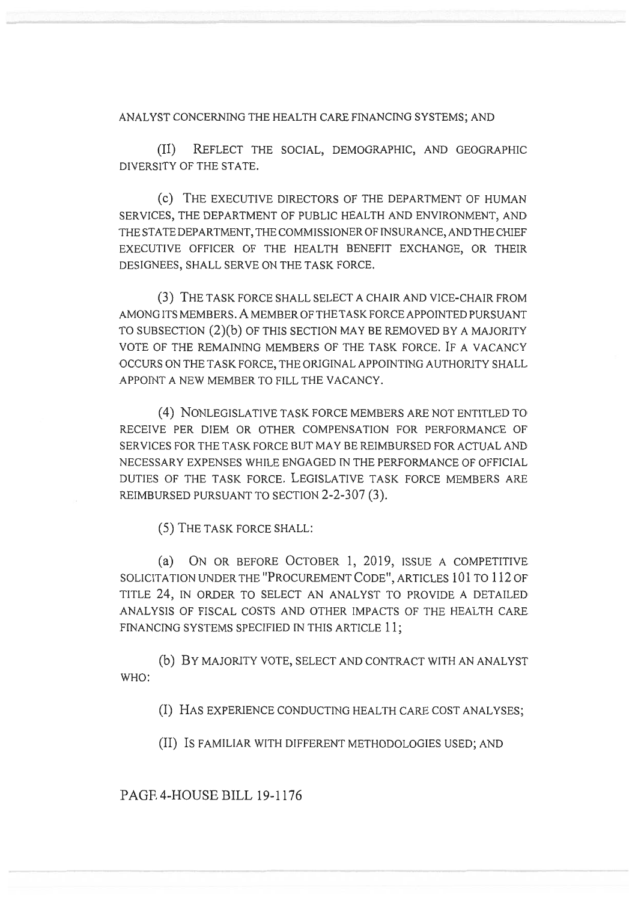ANALYST CONCERNING THE HEALTH CARE FINANCING SYSTEMS; AND

(II) REFLECT THE SOCIAL, DEMOGRAPHIC, AND GEOGRAPHIC DIVERSITY OF THE STATE.

(c) THE EXECUTIVE DIRECTORS OF THE DEPARTMENT OF HUMAN SERVICES, THE DEPARTMENT OF PUBLIC HEALTH AND ENVIRONMENT, AND THE STATE DEPARTMENT, THE COMMISSIONER OF INSURANCE, AND THE CHIEF EXECUTIVE OFFICER OF THE HEALTH BENEFIT EXCHANGE, OR THEIR DESIGNEES, SHALL SERVE ON THE TASK FORCE.

(3) THE TASK FORCE SHALL SELECT A CHAIR AND VICE-CHAIR FROM AMONG ITS MEMBERS. A MEMBER OF THE TASK FORCE APPOINTED PURSUANT TO SUBSECTION (2)(b) OF THIS SECTION MAY BE REMOVED BY A MAJORITY VOTE OF THE REMAINING MEMBERS OF THE TASK FORCE. IF A VACANCY OCCURS ON THE TASK FORCE, THE ORIGINAL APPOINTING AUTHORITY SHALL APPOINT A NEW MEMBER TO FILL THE VACANCY.

(4) NONLEGISLATIVE TASK FORCE MEMBERS ARE NOT ENTITLED TO RECEIVE PER DIEM OR OTHER COMPENSATION FOR PERFORMANCE OF SERVICES FOR THE TASK FORCE BUT MAY BE REIMBURSED FOR ACTUAL AND NECESSARY EXPENSES WHILE ENGAGED IN THE PERFORMANCE OF OFFICIAL DUTIES OF THE TASK FORCE. LEGISLATIVE TASK FORCE MEMBERS ARE REIMBURSED PURSUANT TO SECTION 2-2-307 (3).

(5) THE TASK FORCE SHALL:

(a) ON OR BEFORE OCTOBER 1, 2019, ISSUE A COMPETITIVE SOLICITATION UNDER THE "PROCUREMENT CODE", ARTICLES 101 TO 112 OF TITLE 24, IN ORDER TO SELECT AN ANALYST TO PROVIDE A DETAILED ANALYSIS OF FISCAL COSTS AND OTHER IMPACTS OF THE HEALTH CARE FINANCING SYSTEMS SPECIFIED IN THIS ARTICLE 11;

(b) BY MAJORITY VOTE, SELECT AND CONTRACT WITH AN ANALYST WHO:

(I) HAS EXPERIENCE CONDUCTING HEALTH CARE COST ANALYSES;

(II) IS FAMILIAR WITH DIFFERENT METHODOLOGIES USED; AND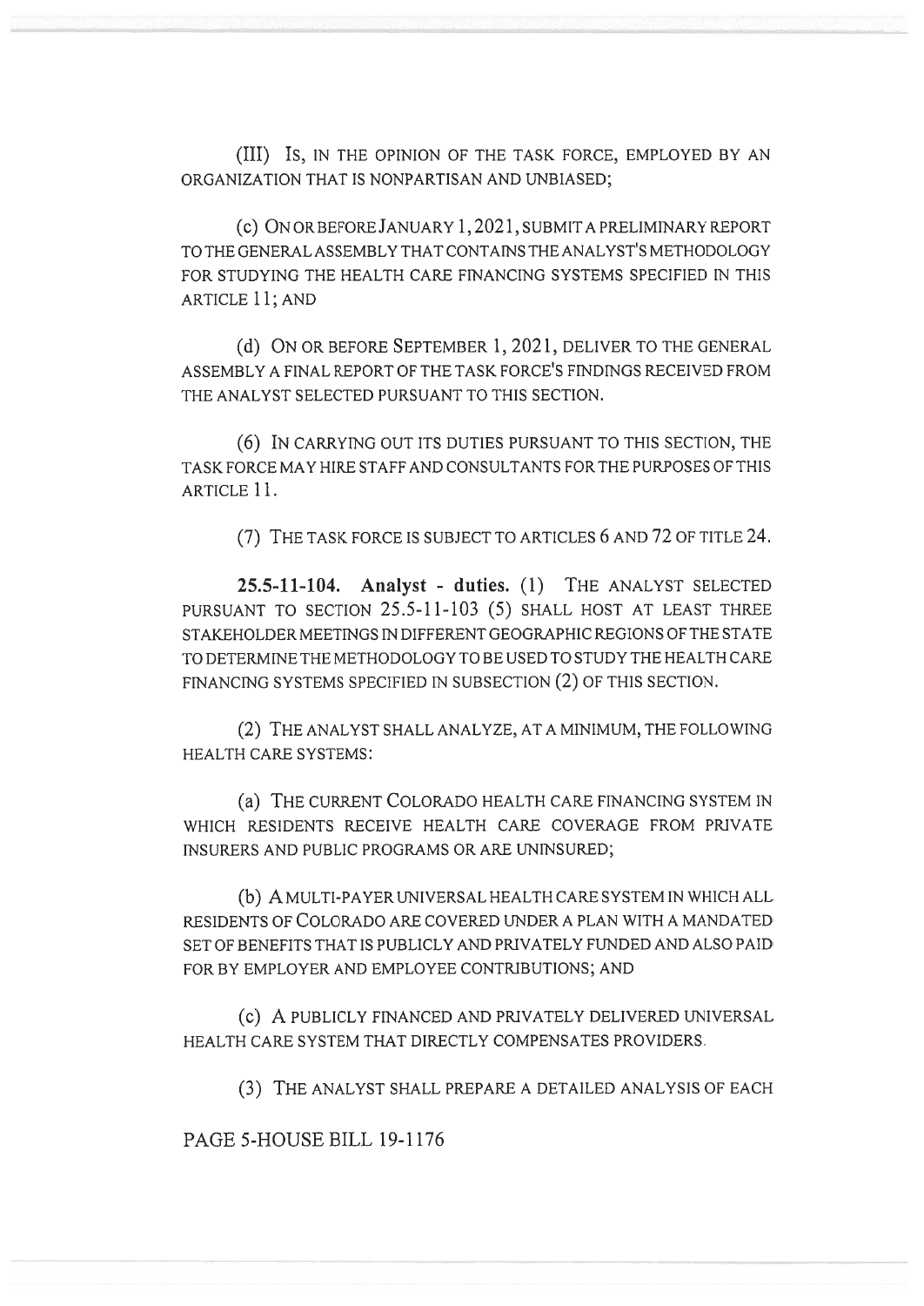(III) IS, IN THE OPINION OF THE TASK FORCE, EMPLOYED BY AN ORGANIZATION THAT IS NONPARTISAN AND UNBIASED;

(c) ON OR BEFORE JANUARY 1, 2021, SUBMIT A PRELIMINARY REPORT TO THE GENERAL ASSEMBLY THAT CONTAINS THE ANALYST'S METHODOLOGY FOR STUDYING THE HEALTH CARE FINANCING SYSTEMS SPECIFIED IN THIS ARTICLE 11; AND

(d) ON OR BEFORE SEPTEMBER 1, 2021, DELIVER TO THE GENERAL ASSEMBLY A FINAL REPORT OF THE TASK FORCE'S FINDINGS RECEIVED FROM THE ANALYST SELECTED PURSUANT TO THIS SECTION.

(6) IN CARRYING OUT ITS DUTIES PURSUANT TO THIS SECTION, THE TASK FORCE MAY HIRE STAFF AND CONSULTANTS FOR THE PURPOSES OF THIS ARTICLE 11.

(7) THE TASK FORCE IS SUBJECT TO ARTICLES 6 AND 72 OF TITLE 24.

**25.5-11-104. Analyst - duties.** (1) THE ANALYST SELECTED PURSUANT TO SECTION 25.5-11-103 (5) SHALL HOST AT LEAST THREE STAKEHOLDER MEETINGS IN DIFFERENT GEOGRAPHIC REGIONS OF THE STATE TO DETERMINE THE METHODOLOGY TO BE USED TO STUDY THE HEALTH CARE FINANCING SYSTEMS SPECIFIED IN SUBSECTION (2) OF THIS SECTION.

(2) THE ANALYST SHALL ANALYZE, AT A MINIMUM, THE FOLLOWING HEALTH CARE SYSTEMS:

(a) THE CURRENT COLORADO HEALTH CARE FINANCING SYSTEM IN WHICH RESIDENTS RECEIVE HEALTH CARE COVERAGE FROM PRIVATE INSURERS AND PUBLIC PROGRAMS OR ARE UNINSURED;

(b) A MULTI-PAYER UNIVERSAL HEALTH CARE SYSTEM IN WHICH ALL RESIDENTS OF COLORADO ARE COVERED UNDER A PLAN WITH A MANDATED SET OF BENEFITS THAT IS PUBLICLY AND PRIVATELY FUNDED AND ALSO PAID FOR BY EMPLOYER AND EMPLOYEE CONTRIBUTIONS; AND

(c) A PUBLICLY FINANCED AND PRIVATELY DELIVERED UNIVERSAL HEALTH CARE SYSTEM THAT DIRECTLY COMPENSATES PROVIDERS.

(3) THE ANALYST SHALL PREPARE A DETAILED ANALYSIS OF EACH

PAGE 5-HOUSE BILL 19-1176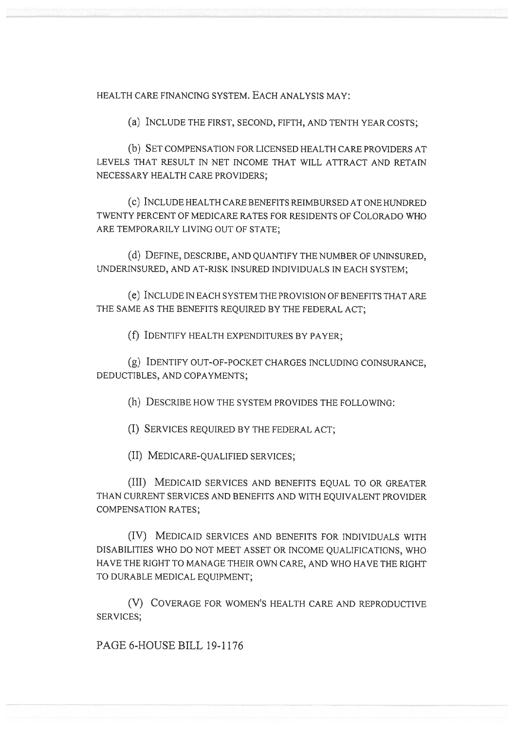HEALTH CARE FINANCING SYSTEM. EACH ANALYSIS MAY:

(a) INCLUDE THE FIRST, SECOND, FIFTH, AND TENTH YEAR COSTS;

(b) SET COMPENSATION FOR LICENSED HEALTH CARE PROVIDERS AT LEVELS THAT RESULT IN NET INCOME THAT WILL ATTRACT AND RETAIN NECESSARY HEALTH CARE PROVIDERS;

(c) INCLUDE HEALTH CARE BENEFITS REIMBURSED AT ONE HUNDRED TWENTY PERCENT OF MEDICARE RATES FOR RESIDENTS OF COLORADO WHO ARE TEMPORARILY LIVING OUT OF STATE;

(d) DEFINE, DESCRIBE, AND QUANTIFY THE NUMBER OF UNINSURED, UNDERINSURED, AND AT-RISK INSURED INDIVIDUALS IN EACH SYSTEM;

(e) INCLUDE IN EACH SYSTEM THE PROVISION OF BENEFITS THAT ARE THE SAME AS THE BENEFITS REQUIRED BY THE FEDERAL ACT;

(f) IDENTIFY HEALTH EXPENDITURES BY PAYER;

(g) IDENTIFY OUT-OF-POCKET CHARGES INCLUDING COINSURANCE, DEDUCTIBLES, AND COPAYMENTS;

(h) DESCRIBE HOW THE SYSTEM PROVIDES THE FOLLOWING:

(I) SERVICES REQUIRED BY THE FEDERAL ACT;

(II) MEDICARE-QUALIFIED SERVICES;

(III) MEDICAID SERVICES AND BENEFITS EQUAL TO OR GREATER THAN CURRENT SERVICES AND BENEFITS AND WITH EQUIVALENT PROVIDER COMPENSATION RATES;

(IV) MEDICAID SERVICES AND BENEFITS FOR INDIVIDUALS WITH DISABILITIES WHO DO NOT MEET ASSET OR INCOME QUALIFICATIONS, WHO HAVE THE RIGHT TO MANAGE THEIR OWN CARE, AND WHO HAVE THE RIGHT TO DURABLE MEDICAL EQUIPMENT;

(V) COVERAGE FOR WOMEN'S HEALTH CARE AND REPRODUCTIVE SERVICES;

PAGE 6-HOUSE BILL 19-1176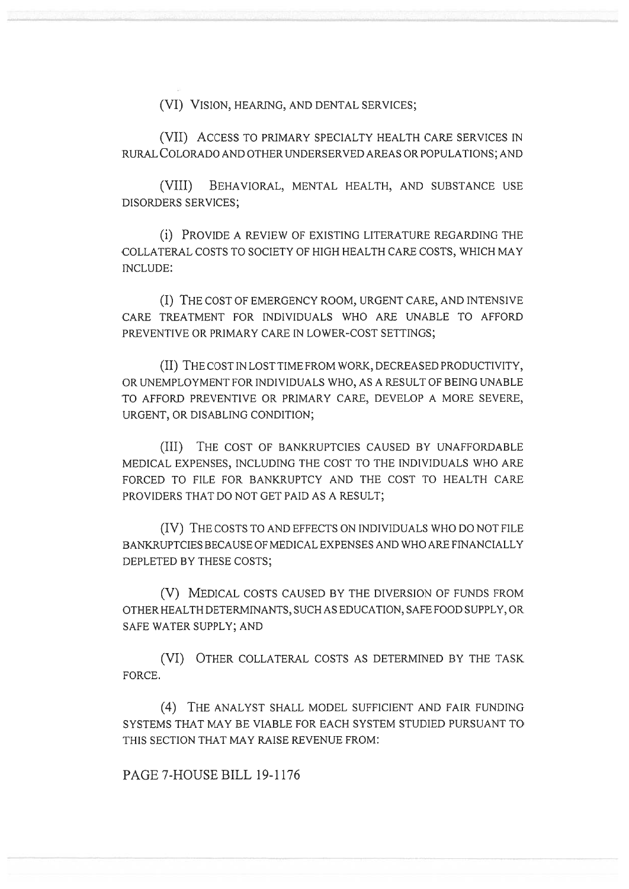(VI) VISION, HEARING, AND DENTAL SERVICES;

(VII) ACCESS TO PRIMARY SPECIALTY HEALTH CARE SERVICES IN RURAL COLORADO AND OTHER UNDERSERVED AREAS OR POPULATIONS; AND

(VIII) BEHAVIORAL, MENTAL HEALTH, AND SUBSTANCE USE DISORDERS SERVICES;

(i) PROVIDE A REVIEW OF EXISTING LITERATURE REGARDING THE COLLATERAL COSTS TO SOCIETY OF HIGH HEALTH CARE COSTS, WHICH MAY INCLUDE:

(I) THE COST OF EMERGENCY ROOM, URGENT CARE, AND INTENSIVE CARE TREATMENT FOR INDIVIDUALS WHO ARE UNABLE TO AFFORD PREVENTIVE OR PRIMARY CARE IN LOWER-COST SETTINGS;

(II) THE COST IN LOST TIME FROM WORK, DECREASED PRODUCTIVITY, OR UNEMPLOYMENT FOR INDIVIDUALS WHO, AS A RESULT OF BEING UNABLE TO AFFORD PREVENTIVE OR PRIMARY CARE, DEVELOP A MORE SEVERE, URGENT, OR DISABLING CONDITION;

(III) THE COST OF BANKRUPTCIES CAUSED BY UNAFFORDABLE MEDICAL EXPENSES, INCLUDING THE COST TO THE INDIVIDUALS WHO ARE FORCED TO FILE FOR BANKRUPTCY AND THE COST TO HEALTH CARE PROVIDERS THAT DO NOT GET PAID AS A RESULT;

(IV) THE COSTS TO AND EFFECTS ON INDIVIDUALS WHO DO NOT FILE BANKRUPTCIES BECAUSE OF MEDICAL EXPENSES AND WHO ARE FINANCIALLY DEPLETED BY THESE COSTS;

(V) MEDICAL COSTS CAUSED BY THE DIVERSION OF FUNDS FROM OTHER HEALTH DETERMINANTS, SUCH AS EDUCATION, SAFE FOOD SUPPLY, OR SAFE WATER SUPPLY; AND

(VI) OTHER COLLATERAL COSTS AS DETERMINED BY THE TASK FORCE.

(4) THE ANALYST SHALL MODEL SUFFICIENT AND FAIR FUNDING SYSTEMS THAT MAY BE VIABLE FOR EACH SYSTEM STUDIED PURSUANT TO THIS SECTION THAT MAY RAISE REVENUE FROM:

PAGE 7-HOUSE BILL 19-1176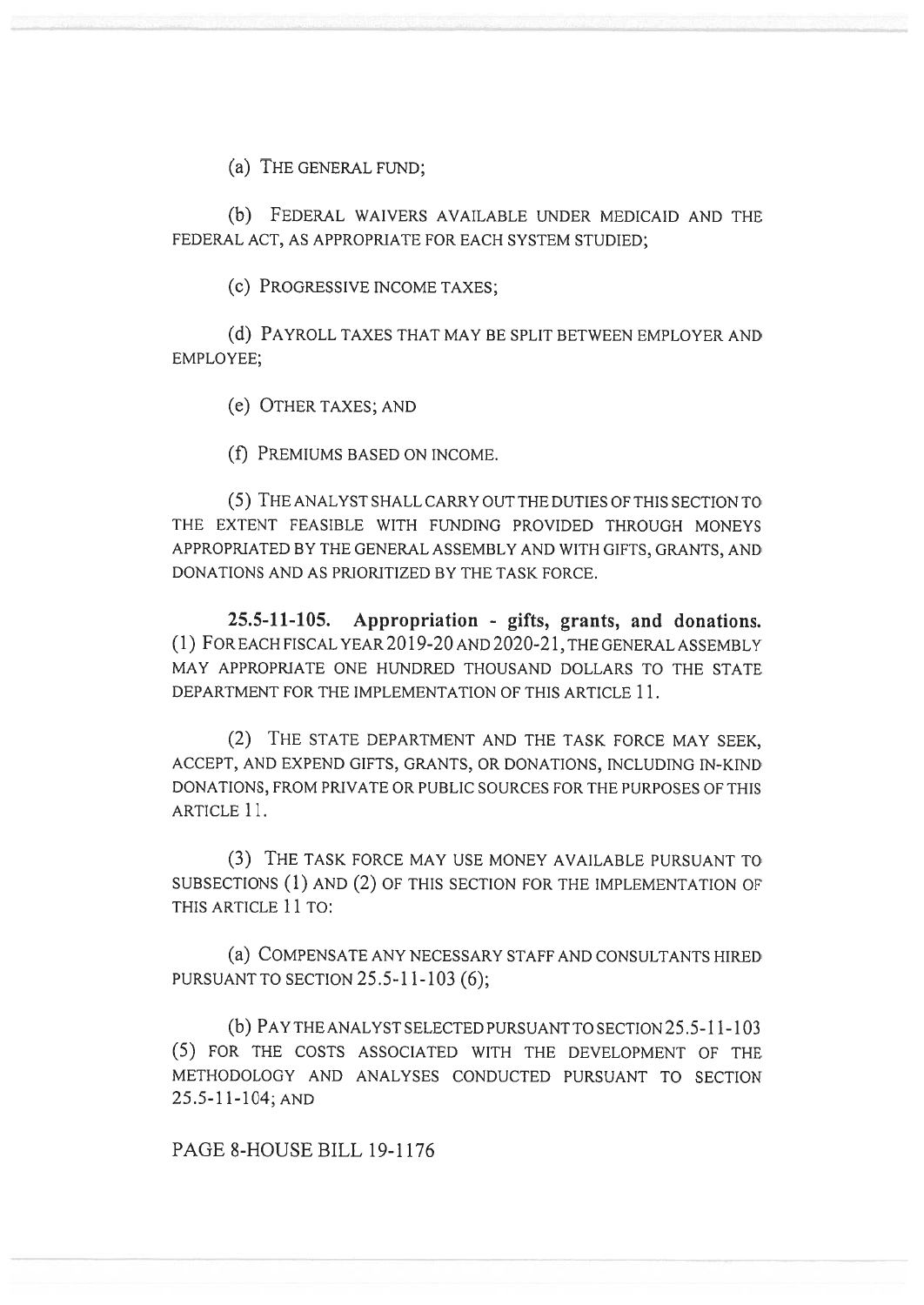(a) THE GENERAL FUND;

(b) FEDERAL WAIVERS AVAILABLE UNDER MEDICAID AND THE FEDERAL ACT, AS APPROPRIATE FOR EACH SYSTEM STUDIED;

(c) PROGRESSIVE INCOME TAXES;

(d) PAYROLL TAXES THAT MAY BE SPLIT BETWEEN EMPLOYER AND EMPLOYEE;

(e) OTHER TAXES; AND

(f) PREMIUMS BASED ON INCOME.

(5) THE ANALYST SHALL CARRY OUT THE DUTIES OF THIS SECTION TO THE EXTENT FEASIBLE WITH FUNDING PROVIDED THROUGH MONEYS APPROPRIATED BY THE GENERAL ASSEMBLY AND WITH GIFTS, GRANTS, AND DONATIONS AND AS PRIORITIZED BY THE TASK FORCE.

**25.5-11-105. Appropriation - gifts, grants, and donations.** (1) FOR EACH FISCAL YEAR 2019-20 AND 2020-21, THE GENERAL ASSEMBLY MAY APPROPRIATE ONE HUNDRED THOUSAND DOLLARS TO THE STATE DEPARTMENT FOR THE IMPLEMENTATION OF THIS ARTICLE 11.

(2) THE STATE DEPARTMENT AND THE TASK FORCE MAY SEEK, ACCEPT, AND EXPEND GIFTS, GRANTS, OR DONATIONS, INCLUDING IN-KIND DONATIONS, FROM PRIVATE OR PUBLIC SOURCES FOR THE PURPOSES OF THIS ARTICLE 11.

(3) THE TASK FORCE MAY USE MONEY AVAILABLE PURSUANT TO SUBSECTIONS (1) AND (2) OF THIS SECTION FOR THE IMPLEMENTATION OF THIS ARTICLE 11 TO:

(a) COMPENSATE ANY NECESSARY STAFF AND CONSULTANTS HIRED PURSUANT TO SECTION 25.5-11-103 (6);

(b) PAY THE ANALYST SELECTED PURSUANT TO SECTION 25.5-11-103 (5) FOR THE COSTS ASSOCIATED WITH THE DEVELOPMENT OF THE METHODOLOGY AND ANALYSES CONDUCTED PURSUANT TO SECTION 25.5-11-104; AND

PAGE 8-HOUSE BILL 19-1176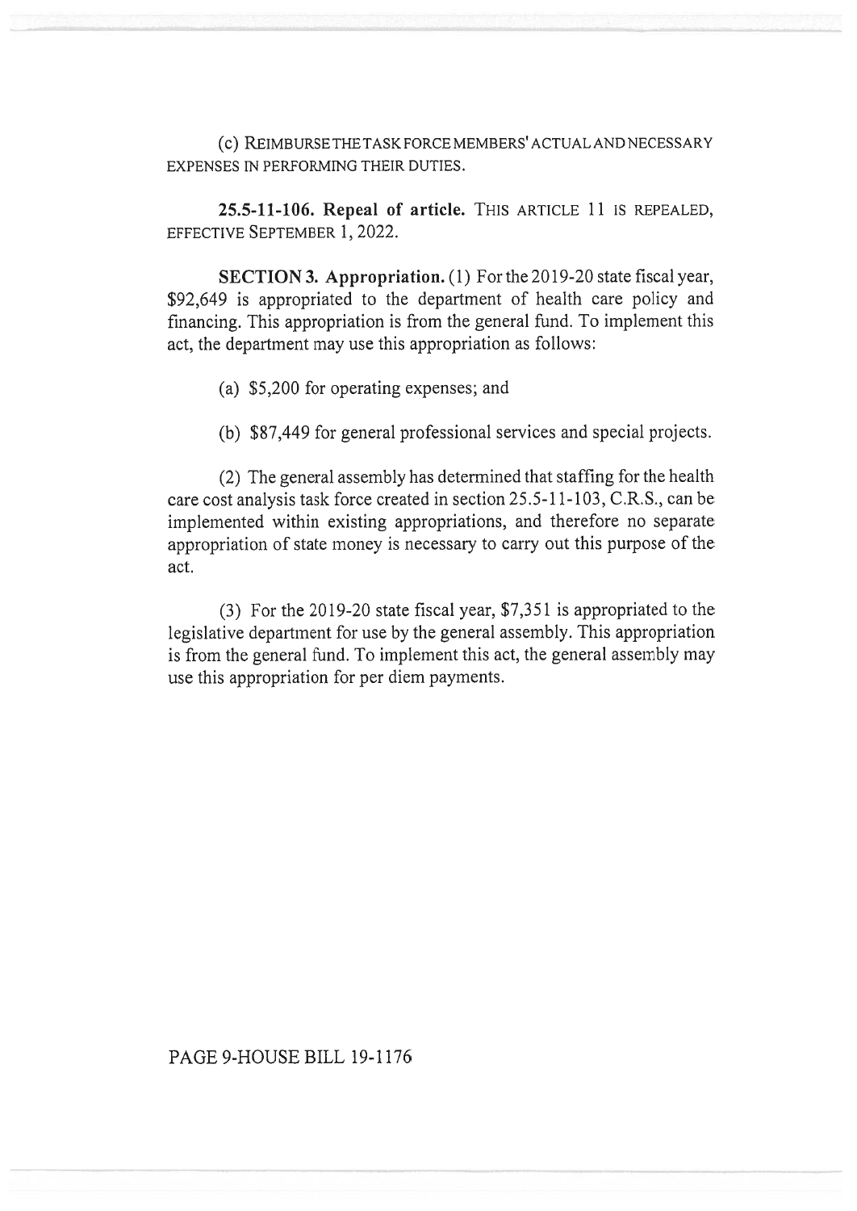(c) REIMBURSE THE TASK FORCE MEMBERS' ACTUAL AND NECESSARY EXPENSES IN PERFORMING THEIR DUTIES.

**25.5-11-106. Repeal of article.** THIS ARTICLE 11 IS REPEALED, EFFECTIVE SEPTEMBER 1, 2022.

**SECTION 3. Appropriation.** (1) For the 2019-20 state fiscal year, $92,649 is appropriated to the department of health care policy and financing. This appropriation is from the general fund. To implement this act, the department may use this appropriation as follows:

(a) $5,200 for operating expenses; and

(b) $87,449 for general professional services and special projects.

(2) The general assembly has determined that staffing for the health care cost analysis task force created in section 25.5-11-103, C.R.S., can be implemented within existing appropriations, and therefore no separate appropriation of state money is necessary to carry out this purpose of the act.

(3) For the 2019-20 state fiscal year, $7,351 is appropriated to the legislative department for use by the general assembly. This appropriation is from the general fund. To implement this act, the general assembly may use this appropriation for per diem payments.

PAGE 9-HOUSE BILL 19-1176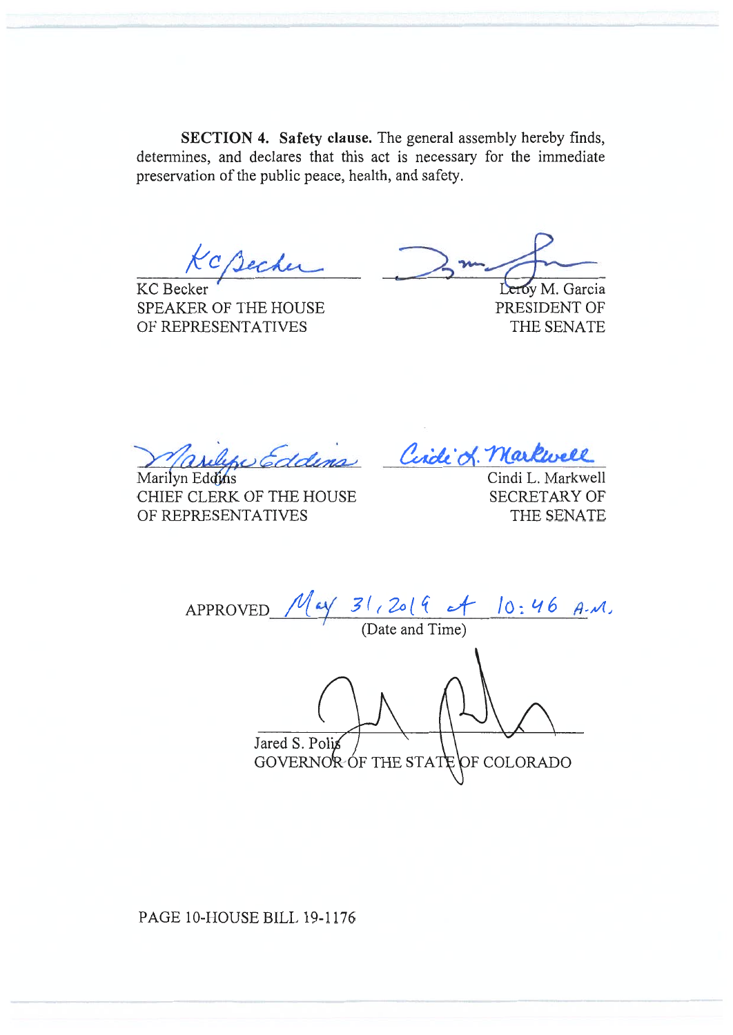**SECTION 4. Safety clause.** The general assembly hereby finds, determines, and declares that this act is necessary for the immediate preservation of the public peace, health, and safety.

KC Becker
SPEAKER OF THE HOUSE
OF REPRESENTATIVES

Leroy M. Garcia
PRESIDENT OF
THE SENATE

Marilyn Eddins
CHIEF CLERK OF THE HOUSE
OF REPRESENTATIVES

Cindi L. Markwell
SECRETARY OF
THE SENATE

APPROVED May 31, 2019 at 10:46 A.M.
(Date and Time)

Jared S. Polis
GOVERNOR OF THE STATE OF COLORADO

PAGE 10-HOUSE BILL 19-1176